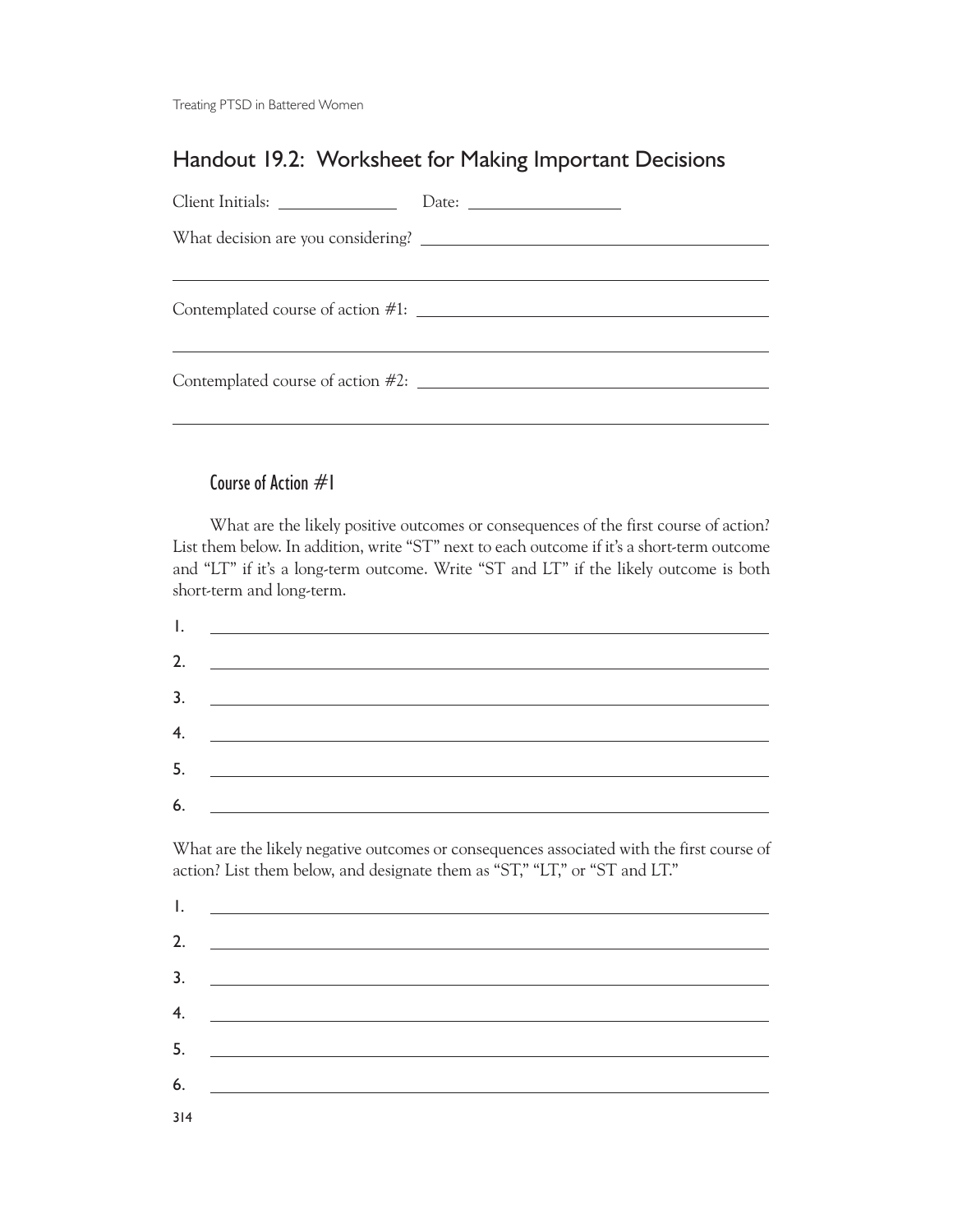## Handout 19.2: Worksheet for Making Important Decisions

Client Initials: ______________ Date: ___________________

What decision are you considering? ____________________________________________

_________________________________________________________________________

Contemplated course of action #1: ______________________________________________

_________________________________________________________________________

Contemplated course of action #2: ______________________________________________

_________________________________________________________________________

### Course of Action #1

What are the likely positive outcomes or consequences of the first course of action? List them below. In addition, write "ST" next to each outcome if it's a short-term outcome and "LT" if it's a long-term outcome. Write "ST and LT" if the likely outcome is both short-term and long-term.

1. _______________________________________________________________________
2. _______________________________________________________________________
3. _______________________________________________________________________
4. _______________________________________________________________________
5. _______________________________________________________________________
6. _______________________________________________________________________

What are the likely negative outcomes or consequences associated with the first course of action? List them below, and designate them as "ST," "LT," or "ST and LT."

1. _______________________________________________________________________
2. _______________________________________________________________________
3. _______________________________________________________________________
4. _______________________________________________________________________
5. _______________________________________________________________________
6. _______________________________________________________________________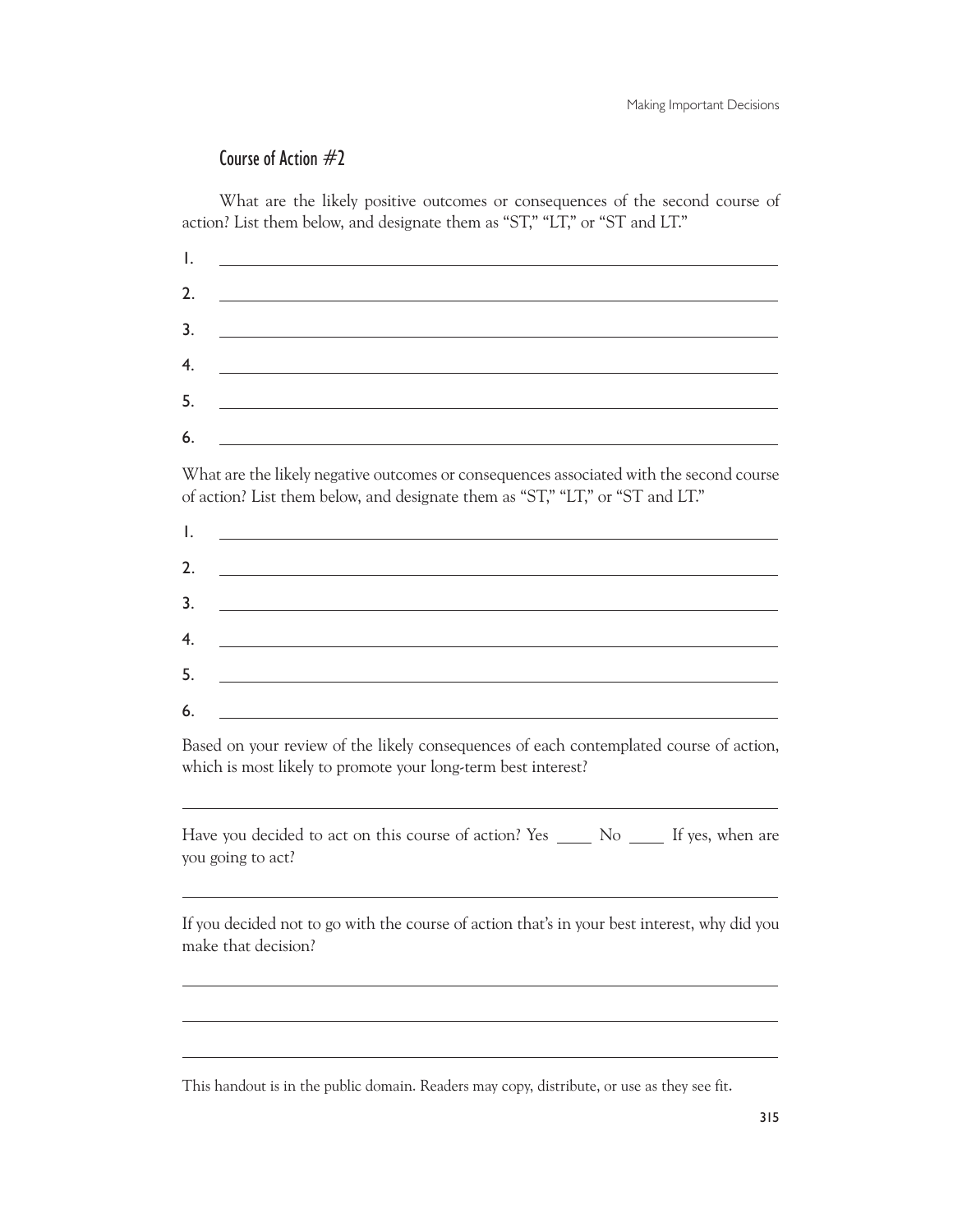## Course of Action #2

What are the likely positive outcomes or consequences of the second course of action? List them below, and designate them as "ST," "LT," or "ST and LT."

1. ______________________________
2. ______________________________
3. ______________________________
4. ______________________________
5. ______________________________
6. ______________________________

What are the likely negative outcomes or consequences associated with the second course of action? List them below, and designate them as "ST," "LT," or "ST and LT."

1. ______________________________
2. ______________________________
3. ______________________________
4. ______________________________
5. ______________________________
6. ______________________________

Based on your review of the likely consequences of each contemplated course of action, which is most likely to promote your long-term best interest?

______________________________

Have you decided to act on this course of action? Yes ____ No ____ If yes, when are you going to act?

______________________________

If you decided not to go with the course of action that's in your best interest, why did you make that decision?

______________________________

______________________________

______________________________

This handout is in the public domain. Readers may copy, distribute, or use as they see fit.